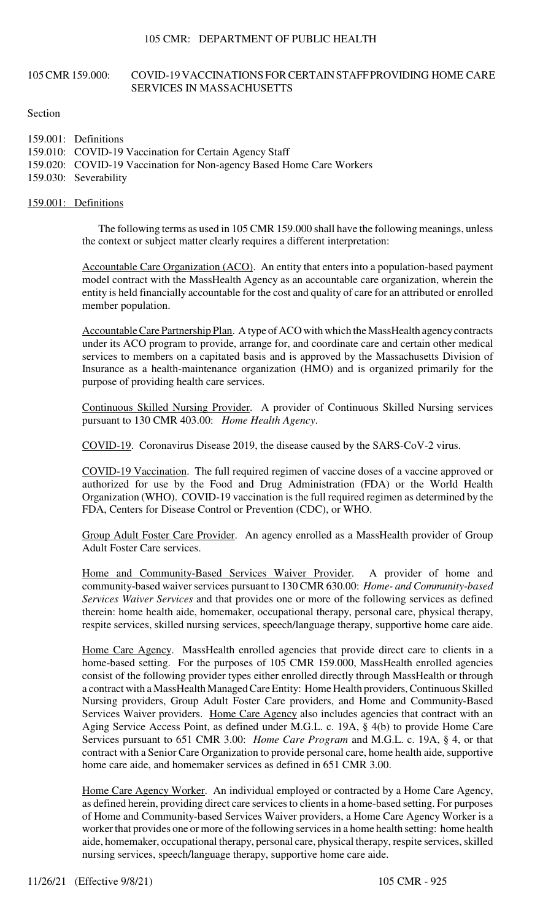## 105 CMR 159.000: COVID-19 VACCINATIONS FOR CERTAIN STAFF PROVIDING HOME CARE SERVICES IN MASSACHUSETTS

Section

159.001: Definitions
159.010: COVID-19 Vaccination for Certain Agency Staff
159.020: COVID-19 Vaccination for Non-agency Based Home Care Workers
159.030: Severability

### 159.001: Definitions

The following terms as used in 105 CMR 159.000 shall have the following meanings, unless the context or subject matter clearly requires a different interpretation:

Accountable Care Organization (ACO). An entity that enters into a population-based payment model contract with the MassHealth Agency as an accountable care organization, wherein the entity is held financially accountable for the cost and quality of care for an attributed or enrolled member population.

Accountable Care Partnership Plan. A type of ACO with which the MassHealth agency contracts under its ACO program to provide, arrange for, and coordinate care and certain other medical services to members on a capitated basis and is approved by the Massachusetts Division of Insurance as a health-maintenance organization (HMO) and is organized primarily for the purpose of providing health care services.

Continuous Skilled Nursing Provider. A provider of Continuous Skilled Nursing services pursuant to 130 CMR 403.00: *Home Health Agency*.

COVID-19. Coronavirus Disease 2019, the disease caused by the SARS-CoV-2 virus.

COVID-19 Vaccination. The full required regimen of vaccine doses of a vaccine approved or authorized for use by the Food and Drug Administration (FDA) or the World Health Organization (WHO). COVID-19 vaccination is the full required regimen as determined by the FDA, Centers for Disease Control or Prevention (CDC), or WHO.

Group Adult Foster Care Provider. An agency enrolled as a MassHealth provider of Group Adult Foster Care services.

Home and Community-Based Services Waiver Provider. A provider of home and community-based waiver services pursuant to 130 CMR 630.00: *Home- and Community-based Services Waiver Services* and that provides one or more of the following services as defined therein: home health aide, homemaker, occupational therapy, personal care, physical therapy, respite services, skilled nursing services, speech/language therapy, supportive home care aide.

Home Care Agency. MassHealth enrolled agencies that provide direct care to clients in a home-based setting. For the purposes of 105 CMR 159.000, MassHealth enrolled agencies consist of the following provider types either enrolled directly through MassHealth or through a contract with a MassHealth Managed Care Entity: Home Health providers, Continuous Skilled Nursing providers, Group Adult Foster Care providers, and Home and Community-Based Services Waiver providers. Home Care Agency also includes agencies that contract with an Aging Service Access Point, as defined under M.G.L. c. 19A, § 4(b) to provide Home Care Services pursuant to 651 CMR 3.00: *Home Care Program* and M.G.L. c. 19A, § 4, or that contract with a Senior Care Organization to provide personal care, home health aide, supportive home care aide, and homemaker services as defined in 651 CMR 3.00.

Home Care Agency Worker. An individual employed or contracted by a Home Care Agency, as defined herein, providing direct care services to clients in a home-based setting. For purposes of Home and Community-based Services Waiver providers, a Home Care Agency Worker is a worker that provides one or more of the following services in a home health setting: home health aide, homemaker, occupational therapy, personal care, physical therapy, respite services, skilled nursing services, speech/language therapy, supportive home care aide.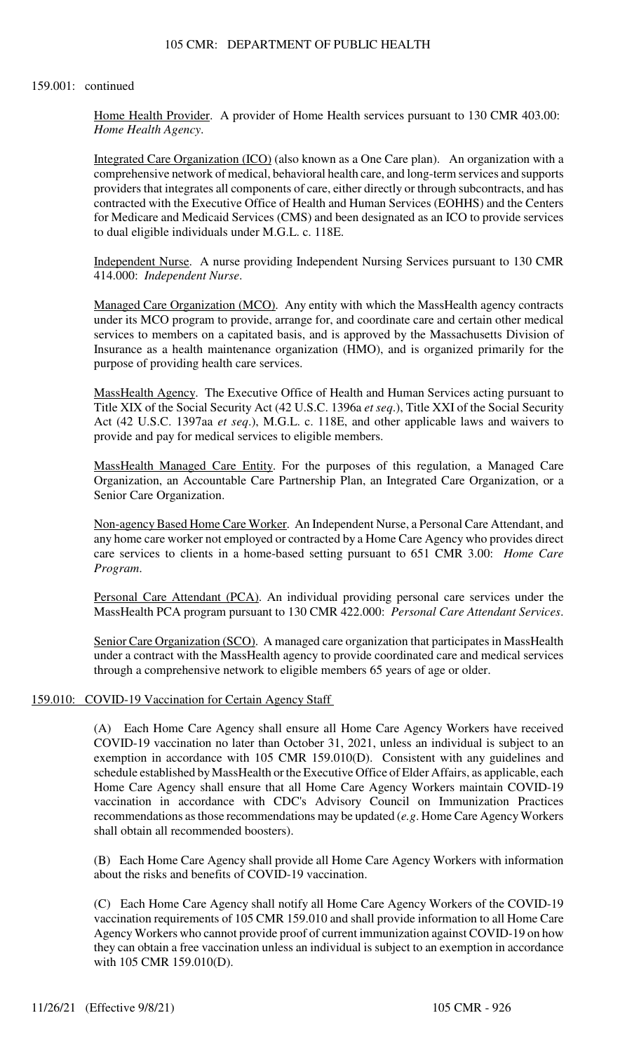159.001: continued

<u>Home Health Provider</u>. A provider of Home Health services pursuant to 130 CMR 403.00: *Home Health Agency*.

<u>Integrated Care Organization (ICO)</u> (also known as a One Care plan). An organization with a comprehensive network of medical, behavioral health care, and long-term services and supports providers that integrates all components of care, either directly or through subcontracts, and has contracted with the Executive Office of Health and Human Services (EOHHS) and the Centers for Medicare and Medicaid Services (CMS) and been designated as an ICO to provide services to dual eligible individuals under M.G.L. c. 118E.

<u>Independent Nurse</u>. A nurse providing Independent Nursing Services pursuant to 130 CMR 414.000: *Independent Nurse*.

<u>Managed Care Organization (MCO)</u>. Any entity with which the MassHealth agency contracts under its MCO program to provide, arrange for, and coordinate care and certain other medical services to members on a capitated basis, and is approved by the Massachusetts Division of Insurance as a health maintenance organization (HMO), and is organized primarily for the purpose of providing health care services.

<u>MassHealth Agency</u>. The Executive Office of Health and Human Services acting pursuant to Title XIX of the Social Security Act (42 U.S.C. 1396a *et seq*.), Title XXI of the Social Security Act (42 U.S.C. 1397aa *et seq*.), M.G.L. c. 118E, and other applicable laws and waivers to provide and pay for medical services to eligible members.

<u>MassHealth Managed Care Entity</u>. For the purposes of this regulation, a Managed Care Organization, an Accountable Care Partnership Plan, an Integrated Care Organization, or a Senior Care Organization.

<u>Non-agency Based Home Care Worker</u>. An Independent Nurse, a Personal Care Attendant, and any home care worker not employed or contracted by a Home Care Agency who provides direct care services to clients in a home-based setting pursuant to 651 CMR 3.00: *Home Care Program*.

<u>Personal Care Attendant (PCA)</u>. An individual providing personal care services under the MassHealth PCA program pursuant to 130 CMR 422.000: *Personal Care Attendant Services*.

<u>Senior Care Organization (SCO)</u>. A managed care organization that participates in MassHealth under a contract with the MassHealth agency to provide coordinated care and medical services through a comprehensive network to eligible members 65 years of age or older.

## 159.010: COVID-19 Vaccination for Certain Agency Staff

(A) Each Home Care Agency shall ensure all Home Care Agency Workers have received COVID-19 vaccination no later than October 31, 2021, unless an individual is subject to an exemption in accordance with 105 CMR 159.010(D). Consistent with any guidelines and schedule established by MassHealth or the Executive Office of Elder Affairs, as applicable, each Home Care Agency shall ensure that all Home Care Agency Workers maintain COVID-19 vaccination in accordance with CDC's Advisory Council on Immunization Practices recommendations as those recommendations may be updated (*e.g*. Home Care Agency Workers shall obtain all recommended boosters).

(B) Each Home Care Agency shall provide all Home Care Agency Workers with information about the risks and benefits of COVID-19 vaccination.

(C) Each Home Care Agency shall notify all Home Care Agency Workers of the COVID-19 vaccination requirements of 105 CMR 159.010 and shall provide information to all Home Care Agency Workers who cannot provide proof of current immunization against COVID-19 on how they can obtain a free vaccination unless an individual is subject to an exemption in accordance with 105 CMR 159.010(D).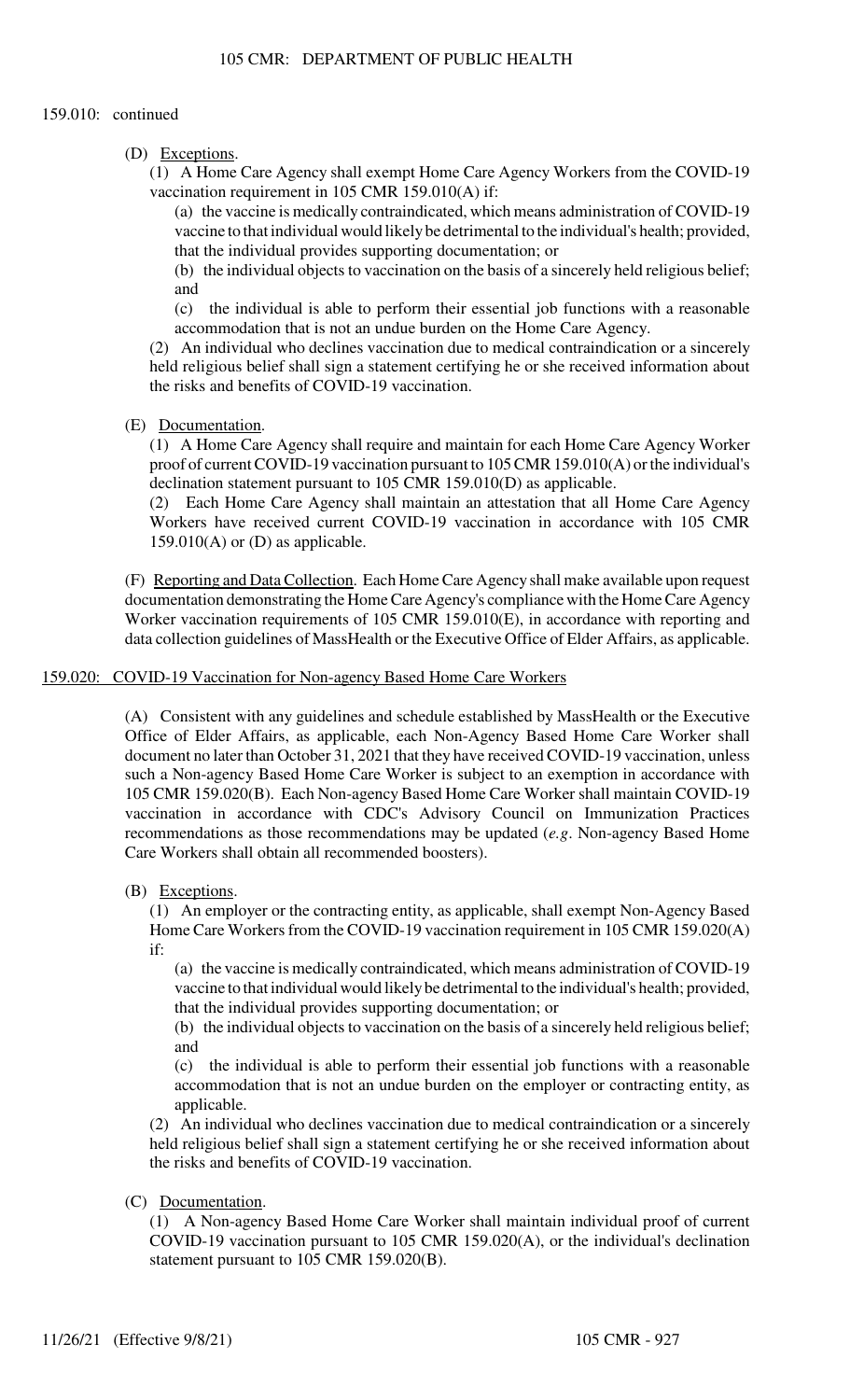159.010: continued

(D) Exceptions.

(1) A Home Care Agency shall exempt Home Care Agency Workers from the COVID-19 vaccination requirement in 105 CMR 159.010(A) if:

(a) the vaccine is medically contraindicated, which means administration of COVID-19 vaccine to that individual would likely be detrimental to the individual's health; provided, that the individual provides supporting documentation; or

(b) the individual objects to vaccination on the basis of a sincerely held religious belief; and

(c) the individual is able to perform their essential job functions with a reasonable accommodation that is not an undue burden on the Home Care Agency.

(2) An individual who declines vaccination due to medical contraindication or a sincerely held religious belief shall sign a statement certifying he or she received information about the risks and benefits of COVID-19 vaccination.

(E) Documentation.

(1) A Home Care Agency shall require and maintain for each Home Care Agency Worker proof of current COVID-19 vaccination pursuant to 105 CMR 159.010(A) or the individual's declination statement pursuant to 105 CMR 159.010(D) as applicable.

(2) Each Home Care Agency shall maintain an attestation that all Home Care Agency Workers have received current COVID-19 vaccination in accordance with 105 CMR 159.010(A) or (D) as applicable.

(F) Reporting and Data Collection. Each Home Care Agency shall make available upon request documentation demonstrating the Home Care Agency's compliance with the Home Care Agency Worker vaccination requirements of 105 CMR 159.010(E), in accordance with reporting and data collection guidelines of MassHealth or the Executive Office of Elder Affairs, as applicable.

## 159.020: COVID-19 Vaccination for Non-agency Based Home Care Workers

(A) Consistent with any guidelines and schedule established by MassHealth or the Executive Office of Elder Affairs, as applicable, each Non-Agency Based Home Care Worker shall document no later than October 31, 2021 that they have received COVID-19 vaccination, unless such a Non-agency Based Home Care Worker is subject to an exemption in accordance with 105 CMR 159.020(B). Each Non-agency Based Home Care Worker shall maintain COVID-19 vaccination in accordance with CDC's Advisory Council on Immunization Practices recommendations as those recommendations may be updated (*e.g.* Non-agency Based Home Care Workers shall obtain all recommended boosters).

(B) Exceptions.

(1) An employer or the contracting entity, as applicable, shall exempt Non-Agency Based Home Care Workers from the COVID-19 vaccination requirement in 105 CMR 159.020(A) if:

(a) the vaccine is medically contraindicated, which means administration of COVID-19 vaccine to that individual would likely be detrimental to the individual's health; provided, that the individual provides supporting documentation; or

(b) the individual objects to vaccination on the basis of a sincerely held religious belief; and

(c) the individual is able to perform their essential job functions with a reasonable accommodation that is not an undue burden on the employer or contracting entity, as applicable.

(2) An individual who declines vaccination due to medical contraindication or a sincerely held religious belief shall sign a statement certifying he or she received information about the risks and benefits of COVID-19 vaccination.

(C) Documentation.

(1) A Non-agency Based Home Care Worker shall maintain individual proof of current COVID-19 vaccination pursuant to 105 CMR 159.020(A), or the individual's declination statement pursuant to 105 CMR 159.020(B).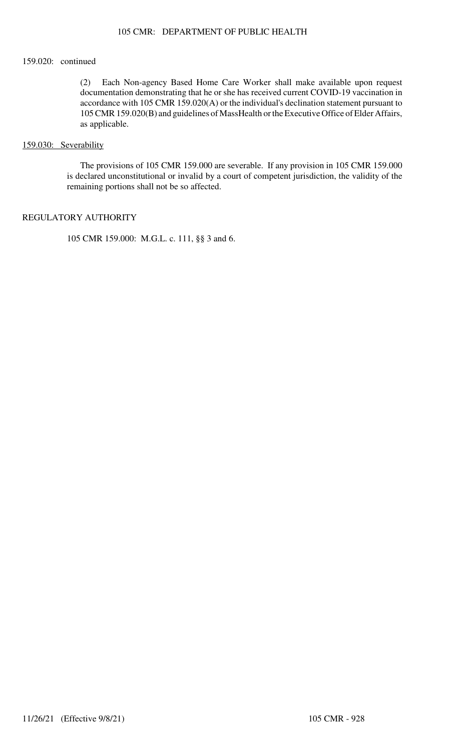159.020: continued

(2) Each Non-agency Based Home Care Worker shall make available upon request documentation demonstrating that he or she has received current COVID-19 vaccination in accordance with 105 CMR 159.020(A) or the individual's declination statement pursuant to 105 CMR 159.020(B) and guidelines of MassHealth or the Executive Office of Elder Affairs, as applicable.

## 159.030: Severability

The provisions of 105 CMR 159.000 are severable. If any provision in 105 CMR 159.000 is declared unconstitutional or invalid by a court of competent jurisdiction, the validity of the remaining portions shall not be so affected.

## REGULATORY AUTHORITY

105 CMR 159.000: M.G.L. c. 111, §§ 3 and 6.